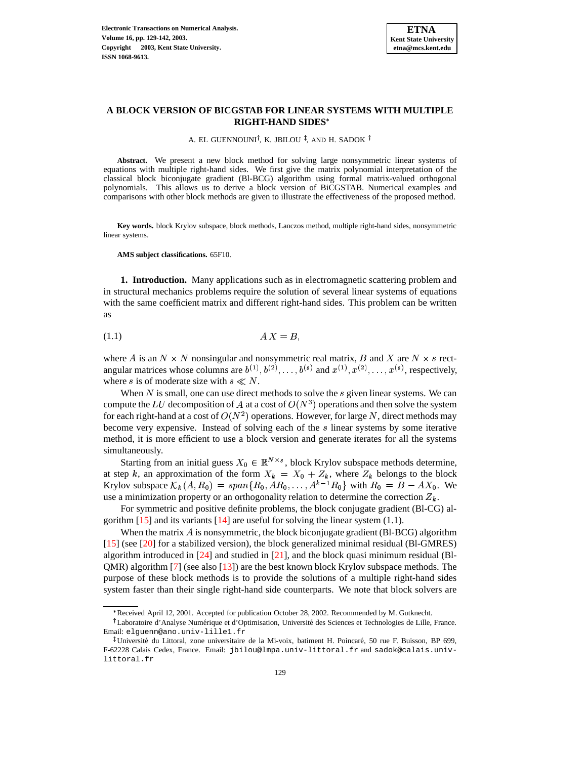# A BLOCK VERSION OF BICGSTAB FOR LINEAR SYSTEMS WITH MULTIPLE RIGHT-HAND SIDES*

A. EL GUENNOUNI†, K. JBILOU ‡, AND H. SADOK †

**Abstract.** We present a new block method for solving large nonsymmetric linear systems of equations with multiple right-hand sides. We first give the matrix polynomial interpretation of the classical block biconjugate gradient (Bl-BCG) algorithm using formal matrix-valued orthogonal polynomials. This allows us to derive a block version of BiCGSTAB. Numerical examples and comparisons with other block methods are given to illustrate the effectiveness of the proposed method.

**Key words.** block Krylov subspace, block methods, Lanczos method, multiple right-hand sides, nonsymmetric linear systems.

**AMS subject classifications.** 65F10.

**1. Introduction.** Many applications such as in electromagnetic scattering problem and in structural mechanics problems require the solution of several linear systems of equations with the same coefficient matrix and different right-hand sides. This problem can be written as

$$AX = B, \tag{1.1}$$

where $A$ is an $N \times N$ nonsingular and nonsymmetric real matrix, $B$ and $X$ are $N \times s$ rectangular matrices whose columns are $b^{(1)}, b^{(2)}, \dots, b^{(s)}$ and $x^{(1)}, x^{(2)}, \dots, x^{(s)}$, respectively, where $s$ is of moderate size with $s \ll N$.

When $N$ is small, one can use direct methods to solve the $s$ given linear systems. We can compute the $LU$ decomposition of $A$ at a cost of $O(N^3)$ operations and then solve the system for each right-hand at a cost of $O(N^2)$ operations. However, for large $N$, direct methods may become very expensive. Instead of solving each of the $s$ linear systems by some iterative method, it is more efficient to use a block version and generate iterates for all the systems simultaneously.

Starting from an initial guess $X_0 \in \mathbb{R}^{N \times s}$, block Krylov subspace methods determine, at step $k$, an approximation of the form $X_k = X_0 + Z_k$, where $Z_k$ belongs to the block Krylov subspace $\mathcal{K}_k(A, R_0) = span\{R_0, AR_0, \dots, A^{k-1}R_0\}$ with $R_0 = B - AX_0$. We use a minimization property or an orthogonality relation to determine the correction $Z_k$.

For symmetric and positive definite problems, the block conjugate gradient (Bl-CG) algorithm [15] and its variants [14] are useful for solving the linear system (1.1).

When the matrix $A$ is nonsymmetric, the block biconjugate gradient (Bl-BCG) algorithm [15] (see [20] for a stabilized version), the block generalized minimal residual (Bl-GMRES) algorithm introduced in [24] and studied in [21], and the block quasi minimum residual (Bl-QMR) algorithm [7] (see also [13]) are the best known block Krylov subspace methods. The purpose of these block methods is to provide the solutions of a multiple right-hand sides system faster than their single right-hand side counterparts. We note that block solvers are

*Received April 12, 2001. Accepted for publication October 28, 2002. Recommended by M. Gutknecht.

†Laboratoire d'Analyse Numérique et d'Optimisation, Université des Sciences et Technologies de Lille, France. Email: elguenn@ano.univ-lille1.fr

‡Université du Littoral, zone universitaire de la Mi-voix, batiment H. Poincaré, 50 rue F. Buisson, BP 699, F-62228 Calais Cedex, France. Email: jbilou@lmpa.univ-littoral.fr and sadok@calais.univ-littoral.fr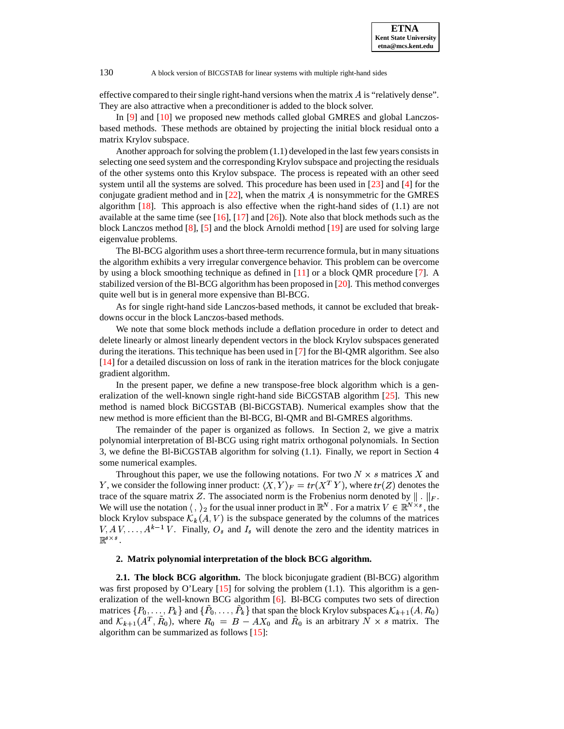effective compared to their single right-hand versions when the matrix $A$ is "relatively dense". They are also attractive when a preconditioner is added to the block solver.

In [9] and [10] we proposed new methods called global GMRES and global Lanczos-based methods. These methods are obtained by projecting the initial block residual onto a matrix Krylov subspace.

Another approach for solving the problem (1.1) developed in the last few years consists in selecting one seed system and the corresponding Krylov subspace and projecting the residuals of the other systems onto this Krylov subspace. The process is repeated with an other seed system until all the systems are solved. This procedure has been used in [23] and [4] for the conjugate gradient method and in [22], when the matrix $A$ is nonsymmetric for the GMRES algorithm [18]. This approach is also effective when the right-hand sides of (1.1) are not available at the same time (see [16], [17] and [26]). Note also that block methods such as the block Lanczos method [8], [5] and the block Arnoldi method [19] are used for solving large eigenvalue problems.

The Bl-BCG algorithm uses a short three-term recurrence formula, but in many situations the algorithm exhibits a very irregular convergence behavior. This problem can be overcome by using a block smoothing technique as defined in [11] or a block QMR procedure [7]. A stabilized version of the Bl-BCG algorithm has been proposed in [20]. This method converges quite well but is in general more expensive than Bl-BCG.

As for single right-hand side Lanczos-based methods, it cannot be excluded that breakdowns occur in the block Lanczos-based methods.

We note that some block methods include a deflation procedure in order to detect and delete linearly or almost linearly dependent vectors in the block Krylov subspaces generated during the iterations. This technique has been used in [7] for the Bl-QMR algorithm. See also [14] for a detailed discussion on loss of rank in the iteration matrices for the block conjugate gradient algorithm.

In the present paper, we define a new transpose-free block algorithm which is a generalization of the well-known single right-hand side BiCGSTAB algorithm [25]. This new method is named block BiCGSTAB (Bl-BiCGSTAB). Numerical examples show that the new method is more efficient than the Bl-BCG, Bl-QMR and Bl-GMRES algorithms.

The remainder of the paper is organized as follows. In Section 2, we give a matrix polynomial interpretation of Bl-BCG using right matrix orthogonal polynomials. In Section 3, we define the Bl-BiCGSTAB algorithm for solving (1.1). Finally, we report in Section 4 some numerical examples.

Throughout this paper, we use the following notations. For two $N \times s$ matrices $X$ and $Y$, we consider the following inner product: $\langle X, Y \rangle_F = tr(X^T Y)$, where $tr(Z)$ denotes the trace of the square matrix $Z$. The associated norm is the Frobenius norm denoted by $\| \cdot \|_F$. We will use the notation $\langle \, , \, \rangle_2$ for the usual inner product in $\mathbb{R}^N$. For a matrix $V \in \mathbb{R}^{N \times s}$, the block Krylov subspace $\mathcal{K}_k(A, V)$ is the subspace generated by the columns of the matrices $V, AV, \ldots, A^{k-1}V$. Finally, $O_s$ and $I_s$ will denote the zero and the identity matrices in $\mathbb{R}^{s \times s}$.

## 2. Matrix polynomial interpretation of the block BCG algorithm.

**2.1. The block BCG algorithm.** The block biconjugate gradient (Bl-BCG) algorithm was first proposed by O'Leary [15] for solving the problem (1.1). This algorithm is a generalization of the well-known BCG algorithm [6]. Bl-BCG computes two sets of direction matrices $\{P_0, \ldots, P_k\}$ and $\{\tilde{P}_0, \ldots, \tilde{P}_k\}$ that span the block Krylov subspaces $\mathcal{K}_{k+1}(A, R_0)$ and $\mathcal{K}_{k+1}(A^T, \tilde{R}_0)$, where $R_0 = B - AX_0$ and $\tilde{R}_0$ is an arbitrary $N \times s$ matrix. The algorithm can be summarized as follows [15]: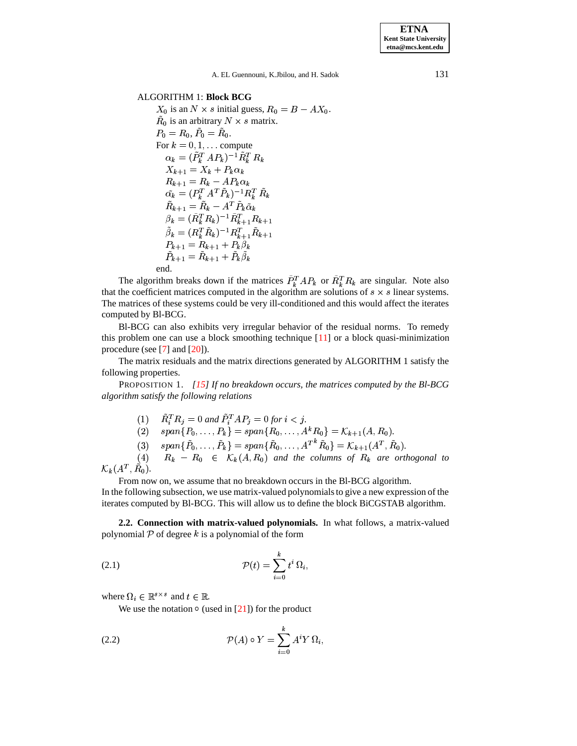ALGORITHM 1: **Block BCG**

$X_0$ is an $N \times s$ initial guess, $R_0 = B - AX_0$.
$\tilde{R}_0$ is an arbitrary $N \times s$ matrix.
$P_0 = R_0$, $\tilde{P}_0 = \tilde{R}_0$.
For $k = 0, 1, \ldots$ compute

$\alpha_k = (\tilde{P}_k^T A P_k)^{-1} \tilde{R}_k^T R_k$
$X_{k+1} = X_k + P_k \alpha_k$
$R_{k+1} = R_k - A P_k \alpha_k$
$\tilde{\alpha_k} = (P_k^T A^T \tilde{P}_k)^{-1} R_k^T \tilde{R}_k$
$\tilde{R}_{k+1} = \tilde{R}_k - A^T \tilde{P}_k \tilde{\alpha}_k$
$\beta_k = (\tilde{R}_k^T R_k)^{-1} \tilde{R}_{k+1}^T R_{k+1}$
$\tilde{\beta}_k = (R_k^T \tilde{R}_k)^{-1} R_{k+1}^T \tilde{R}_{k+1}$
$P_{k+1} = R_{k+1} + P_k \beta_k$
$\tilde{P}_{k+1} = \tilde{R}_{k+1} + \tilde{P}_k \tilde{\beta}_k$

end.

The algorithm breaks down if the matrices $\tilde{P}_k^T A P_k$ or $\tilde{R}_k^T R_k$ are singular. Note also that the coefficient matrices computed in the algorithm are solutions of $s \times s$ linear systems. The matrices of these systems could be very ill-conditioned and this would affect the iterates computed by Bl-BCG.

Bl-BCG can also exhibits very irregular behavior of the residual norms. To remedy this problem one can use a block smoothing technique [11] or a block quasi-minimization procedure (see [7] and [20]).

The matrix residuals and the matrix directions generated by ALGORITHM 1 satisfy the following properties.

PROPOSITION 1. *[15] If no breakdown occurs, the matrices computed by the Bl-BCG algorithm satisfy the following relations*

(1) $\tilde{R}_i^T R_j = 0$ *and* $\tilde{P}_i^T A P_j = 0$ *for* $i < j$.
(2) $span\{P_0, \ldots, P_k\} = span\{R_0, \ldots, A^k R_0\} = \mathcal{K}_{k+1}(A, R_0)$.
(3) $span\{\tilde{P}_0, \ldots, \tilde{P}_k\} = span\{\tilde{R}_0, \ldots, {A^T}^k \tilde{R}_0\} = \mathcal{K}_{k+1}(A^T, \tilde{R}_0)$.
(4) $R_k - R_0 \in \mathcal{K}_k(A, R_0)$ *and the columns of* $R_k$ *are orthogonal to* $\mathcal{K}_k(A^T, \tilde{R}_0)$.

From now on, we assume that no breakdown occurs in the Bl-BCG algorithm.
In the following subsection, we use matrix-valued polynomials to give a new expression of the iterates computed by Bl-BCG. This will allow us to define the block BiCGSTAB algorithm.

**2.2. Connection with matrix-valued polynomials.** In what follows, a matrix-valued polynomial $\mathcal{P}$ of degree $k$ is a polynomial of the form

$$\mathcal{P}(t) = \sum_{i=0}^{k} t^i \, \Omega_i, \tag{2.1}$$

where $\Omega_i \in \mathbb{R}^{s \times s}$ and $t \in \mathbb{R}$.

We use the notation $\circ$ (used in [21]) for the product

$$\mathcal{P}(A) \circ Y = \sum_{i=0}^{k} A^i Y \, \Omega_i, \tag{2.2}$$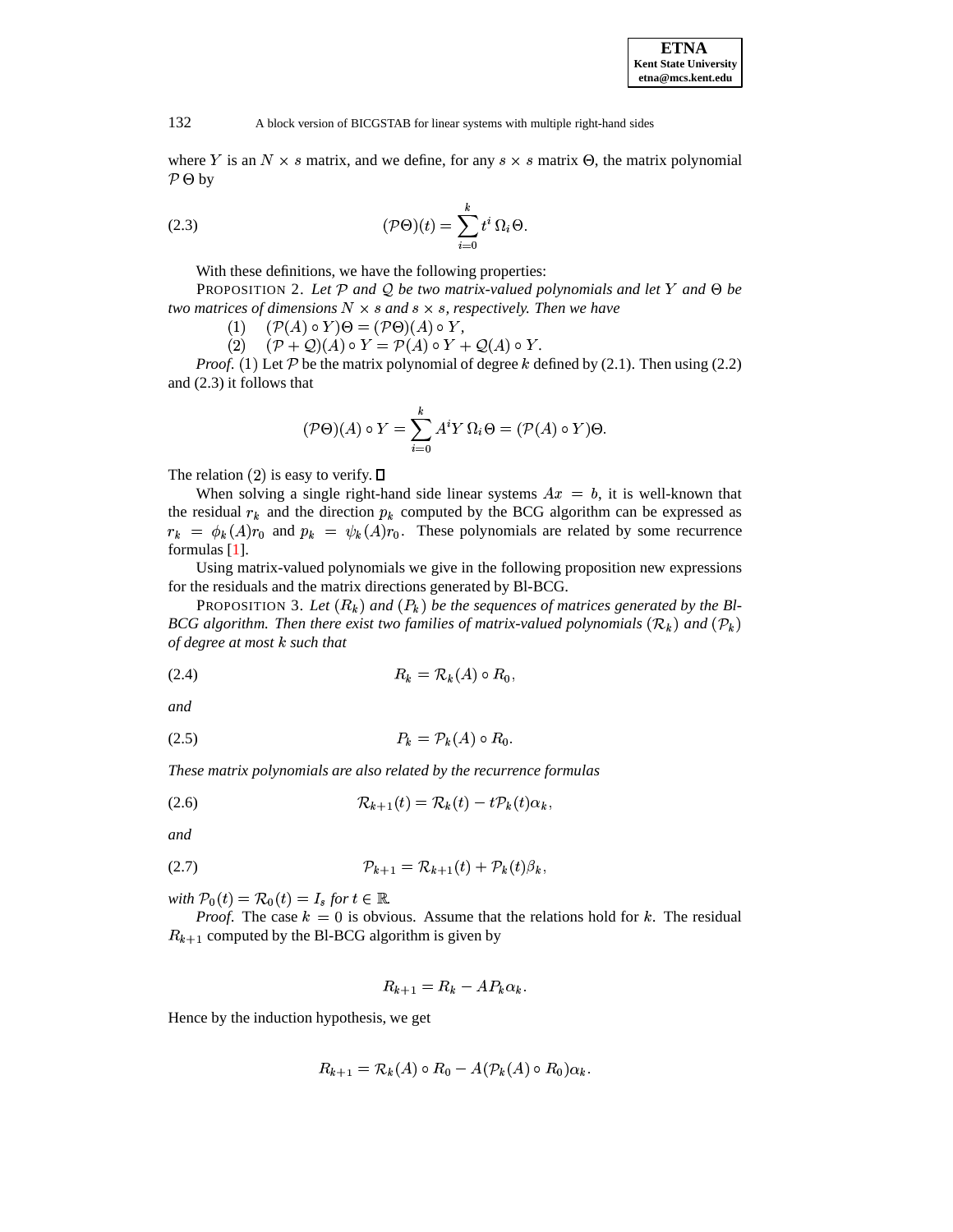where $Y$ is an $N \times s$ matrix, and we define, for any $s \times s$ matrix $\Theta$, the matrix polynomial $\mathcal{P}\,\Theta$ by

$$(\mathcal{P}\Theta)(t) = \sum_{i=0}^{k} t^i\, \Omega_i \Theta. \tag{2.3}$$

With these definitions, we have the following properties:

PROPOSITION 2. *Let $\mathcal{P}$ and $\mathcal{Q}$ be two matrix-valued polynomials and let $Y$ and $\Theta$ be two matrices of dimensions $N \times s$ and $s \times s$, respectively. Then we have*

(1) $(\mathcal{P}(A) \circ Y)\Theta = (\mathcal{P}\Theta)(A) \circ Y$,

(2) $(\mathcal{P} + \mathcal{Q})(A) \circ Y = \mathcal{P}(A) \circ Y + \mathcal{Q}(A) \circ Y$.

*Proof*. (1) Let $\mathcal{P}$ be the matrix polynomial of degree $k$ defined by (2.1). Then using (2.2) and (2.3) it follows that

$$(\mathcal{P}\Theta)(A) \circ Y = \sum_{i=0}^{k} A^i Y\, \Omega_i \Theta = (\mathcal{P}(A) \circ Y)\Theta.$$

The relation (2) is easy to verify. □

When solving a single right-hand side linear systems $Ax = b$, it is well-known that the residual $r_k$ and the direction $p_k$ computed by the BCG algorithm can be expressed as $r_k = \phi_k(A) r_0$ and $p_k = \psi_k(A) r_0$. These polynomials are related by some recurrence formulas [1].

Using matrix-valued polynomials we give in the following proposition new expressions for the residuals and the matrix directions generated by Bl-BCG.

PROPOSITION 3. *Let $(R_k)$ and $(P_k)$ be the sequences of matrices generated by the Bl-BCG algorithm. Then there exist two families of matrix-valued polynomials $(\mathcal{R}_k)$ and $(\mathcal{P}_k)$ of degree at most $k$ such that*

$$R_k = \mathcal{R}_k(A) \circ R_0, \tag{2.4}$$

*and*

$$P_k = \mathcal{P}_k(A) \circ R_0. \tag{2.5}$$

*These matrix polynomials are also related by the recurrence formulas*

$$\mathcal{R}_{k+1}(t) = \mathcal{R}_k(t) - t\mathcal{P}_k(t)\alpha_k, \tag{2.6}$$

*and*

$$\mathcal{P}_{k+1} = \mathcal{R}_{k+1}(t) + \mathcal{P}_k(t)\beta_k, \tag{2.7}$$

*with $\mathcal{P}_0(t) = \mathcal{R}_0(t) = I_s$ for $t \in \mathbb{R}$.*

*Proof*. The case $k = 0$ is obvious. Assume that the relations hold for $k$. The residual $R_{k+1}$ computed by the Bl-BCG algorithm is given by

$$R_{k+1} = R_k - AP_k\alpha_k.$$

Hence by the induction hypothesis, we get

$$R_{k+1} = \mathcal{R}_k(A) \circ R_0 - A(\mathcal{P}_k(A) \circ R_0)\alpha_k.$$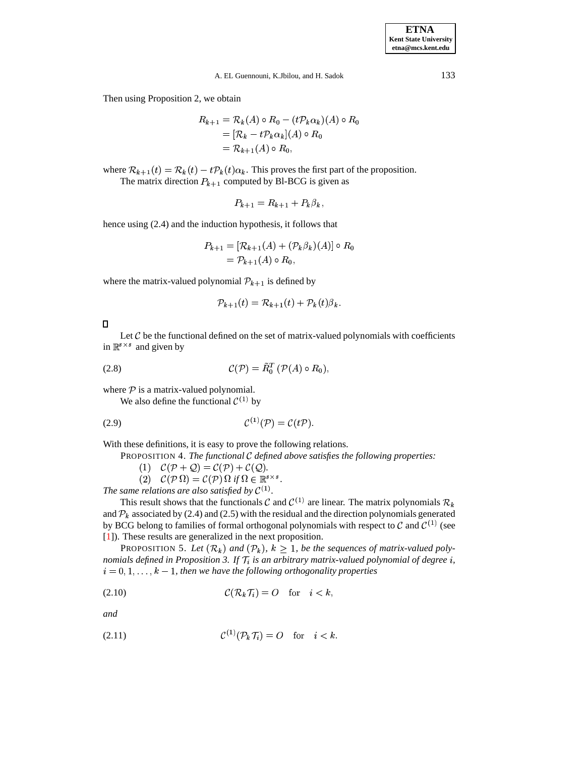Then using Proposition 2, we obtain

$$
\begin{aligned}
R_{k+1} &= \mathcal{R}_k(A) \circ R_0 - (t\mathcal{P}_k \alpha_k)(A) \circ R_0 \\
&= [\mathcal{R}_k - t\mathcal{P}_k \alpha_k](A) \circ R_0 \\
&= \mathcal{R}_{k+1}(A) \circ R_0,
\end{aligned}
$$

where $\mathcal{R}_{k+1}(t) = \mathcal{R}_k(t) - t\mathcal{P}_k(t)\alpha_k$. This proves the first part of the proposition.

The matrix direction $P_{k+1}$ computed by Bl-BCG is given as

$$
P_{k+1} = R_{k+1} + P_k \beta_k,
$$

hence using (2.4) and the induction hypothesis, it follows that

$$
\begin{aligned}
P_{k+1} &= [\mathcal{R}_{k+1}(A) + (\mathcal{P}_k \beta_k)(A)] \circ R_0 \\
&= \mathcal{P}_{k+1}(A) \circ R_0,
\end{aligned}
$$

where the matrix-valued polynomial $\mathcal{P}_{k+1}$ is defined by

$$
\mathcal{P}_{k+1}(t) = \mathcal{R}_{k+1}(t) + \mathcal{P}_k(t)\beta_k.
$$

□

Let $\mathcal{C}$ be the functional defined on the set of matrix-valued polynomials with coefficients in $\mathbb{R}^{s\times s}$ and given by

$$
\mathcal{C}(\mathcal{P}) = \tilde{R}_0^T \left(\mathcal{P}(A) \circ R_0\right), \tag{2.8}
$$

where $\mathcal{P}$ is a matrix-valued polynomial.

We also define the functional $\mathcal{C}^{(1)}$ by

$$
\mathcal{C}^{(1)}(\mathcal{P}) = \mathcal{C}(t\mathcal{P}). \tag{2.9}
$$

With these definitions, it is easy to prove the following relations.

PROPOSITION 4. *The functional $\mathcal{C}$ defined above satisfies the following properties:*

(1) $\mathcal{C}(\mathcal{P} + \mathcal{Q}) = \mathcal{C}(\mathcal{P}) + \mathcal{C}(\mathcal{Q})$.

(2) $\mathcal{C}(\mathcal{P}\,\Omega) = \mathcal{C}(\mathcal{P})\,\Omega$ *if* $\Omega \in \mathbb{R}^{s\times s}$.

*The same relations are also satisfied by $\mathcal{C}^{(1)}$.*

This result shows that the functionals $\mathcal{C}$ and $\mathcal{C}^{(1)}$ are linear. The matrix polynomials $\mathcal{R}_k$ and $\mathcal{P}_k$ associated by (2.4) and (2.5) with the residual and the direction polynomials generated by BCG belong to families of formal orthogonal polynomials with respect to $\mathcal{C}$ and $\mathcal{C}^{(1)}$ (see [1]). These results are generalized in the next proposition.

PROPOSITION 5. *Let $(\mathcal{R}_k)$ and $(\mathcal{P}_k)$, $k \geq 1$, be the sequences of matrix-valued polynomials defined in Proposition 3. If $\mathcal{T}_i$ is an arbitrary matrix-valued polynomial of degree $i$, $i = 0, 1, \ldots, k-1$, then we have the following orthogonality properties*

$$
\mathcal{C}(\mathcal{R}_k \mathcal{T}_i) = O \quad \text{for} \quad i < k, \tag{2.10}
$$

*and*

$$
\mathcal{C}^{(1)}(\mathcal{P}_k \mathcal{T}_i) = O \quad \text{for} \quad i < k. \tag{2.11}
$$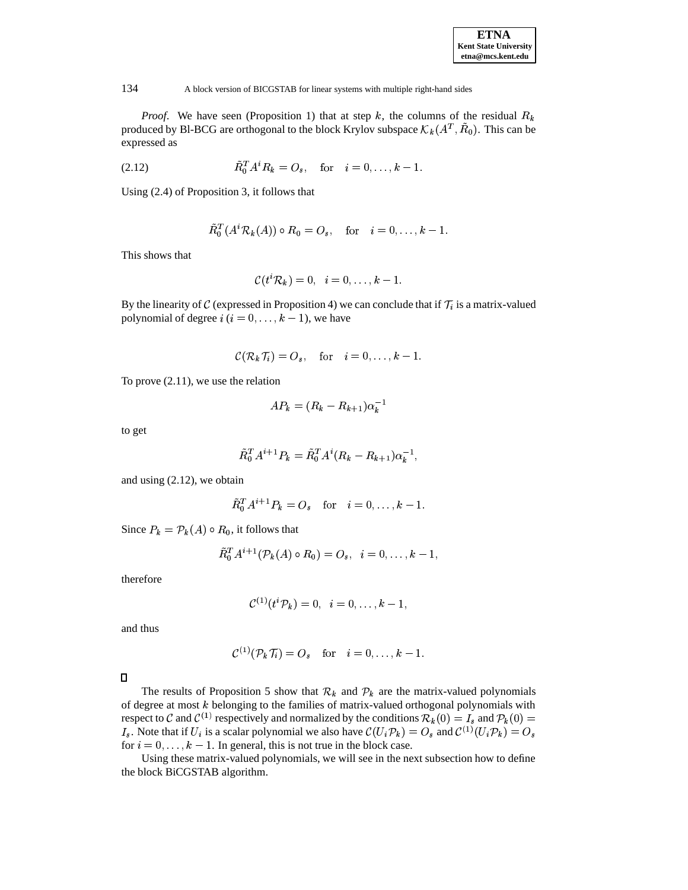*Proof*. We have seen (Proposition 1) that at step $k$, the columns of the residual $R_k$ produced by Bl-BCG are orthogonal to the block Krylov subspace $\mathcal{K}_k(A^T, \tilde{R}_0)$. This can be expressed as

$$\tilde{R}_0^T A^i R_k = O_s, \quad \text{for} \quad i = 0, \ldots, k-1. \tag{2.12}$$

Using (2.4) of Proposition 3, it follows that

$$\tilde{R}_0^T (A^i \mathcal{R}_k(A)) \circ R_0 = O_s, \quad \text{for} \quad i = 0, \ldots, k-1.$$

This shows that

$$\mathcal{C}(t^i \mathcal{R}_k) = 0, \quad i = 0, \ldots, k-1.$$

By the linearity of $\mathcal{C}$ (expressed in Proposition 4) we can conclude that if $\mathcal{T}_i$ is a matrix-valued polynomial of degree $i$ ($i = 0, \ldots, k-1$), we have

$$\mathcal{C}(\mathcal{R}_k \mathcal{T}_i) = O_s, \quad \text{for} \quad i = 0, \ldots, k-1.$$

To prove (2.11), we use the relation

$$A P_k = (R_k - R_{k+1}) \alpha_k^{-1}$$

to get

$$\tilde{R}_0^T A^{i+1} P_k = \tilde{R}_0^T A^i (R_k - R_{k+1}) \alpha_k^{-1},$$

and using (2.12), we obtain

$$\tilde{R}_0^T A^{i+1} P_k = O_s \quad \text{for} \quad i = 0, \ldots, k-1.$$

Since $P_k = \mathcal{P}_k(A) \circ R_0$, it follows that

$$\tilde{R}_0^T A^{i+1} (\mathcal{P}_k(A) \circ R_0) = O_s, \quad i = 0, \ldots, k-1,$$

therefore

$$\mathcal{C}^{(1)}(t^i \mathcal{P}_k) = 0, \quad i = 0, \ldots, k-1,$$

and thus

$$\mathcal{C}^{(1)}(\mathcal{P}_k \mathcal{T}_i) = O_s \quad \text{for} \quad i = 0, \ldots, k-1.$$

□

The results of Proposition 5 show that $\mathcal{R}_k$ and $\mathcal{P}_k$ are the matrix-valued polynomials of degree at most $k$ belonging to the families of matrix-valued orthogonal polynomials with respect to $\mathcal{C}$ and $\mathcal{C}^{(1)}$ respectively and normalized by the conditions $\mathcal{R}_k(0) = I_s$ and $\mathcal{P}_k(0) = I_s$. Note that if $U_i$ is a scalar polynomial we also have $\mathcal{C}(U_i \mathcal{P}_k) = O_s$ and $\mathcal{C}^{(1)}(U_i \mathcal{P}_k) = O_s$ for $i = 0, \ldots, k-1$. In general, this is not true in the block case.

Using these matrix-valued polynomials, we will see in the next subsection how to define the block BiCGSTAB algorithm.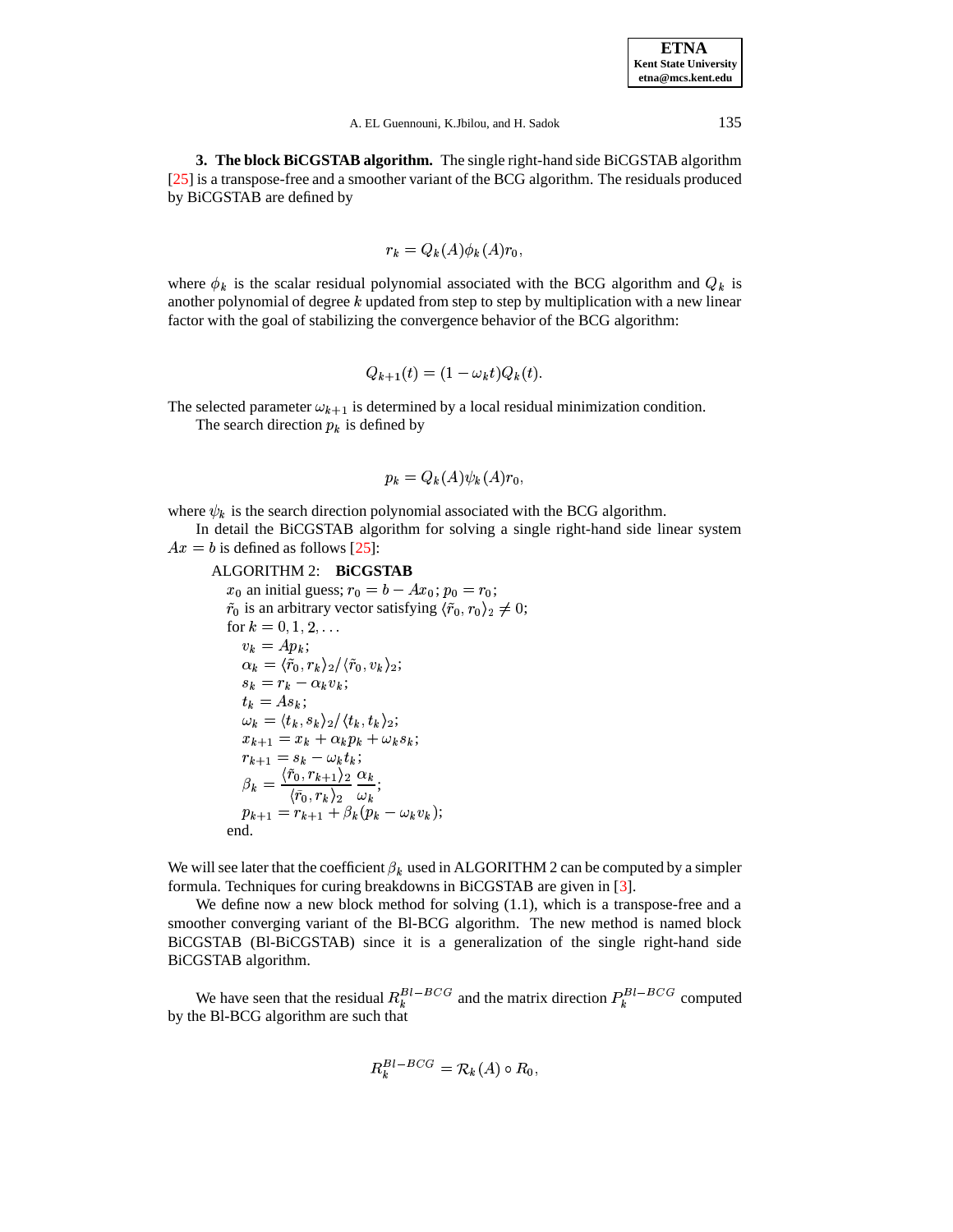## 3. The block BiCGSTAB algorithm.

The single right-hand side BiCGSTAB algorithm [25] is a transpose-free and a smoother variant of the BCG algorithm. The residuals produced by BiCGSTAB are defined by

$$r_k = Q_k(A)\phi_k(A)r_0,$$

where $\phi_k$ is the scalar residual polynomial associated with the BCG algorithm and $Q_k$ is another polynomial of degree $k$ updated from step to step by multiplication with a new linear factor with the goal of stabilizing the convergence behavior of the BCG algorithm:

$$Q_{k+1}(t) = (1 - \omega_k t)Q_k(t).$$

The selected parameter $\omega_{k+1}$ is determined by a local residual minimization condition.

The search direction $p_k$ is defined by

$$p_k = Q_k(A)\psi_k(A)r_0,$$

where $\psi_k$ is the search direction polynomial associated with the BCG algorithm.

In detail the BiCGSTAB algorithm for solving a single right-hand side linear system $Ax = b$ is defined as follows [25]:

ALGORITHM 2: **BiCGSTAB**

$x_0$ an initial guess; $r_0 = b - Ax_0$; $p_0 = r_0$;
$\tilde{r}_0$ is an arbitrary vector satisfying $\langle \tilde{r}_0, r_0 \rangle_2 \neq 0$;
for $k = 0, 1, 2, \ldots$
- $v_k = Ap_k$;
- $\alpha_k = \langle \tilde{r}_0, r_k \rangle_2 / \langle \tilde{r}_0, v_k \rangle_2$;
- $s_k = r_k - \alpha_k v_k$;
- $t_k = As_k$;
- $\omega_k = \langle t_k, s_k \rangle_2 / \langle t_k, t_k \rangle_2$;
- $x_{k+1} = x_k + \alpha_k p_k + \omega_k s_k$;
- $r_{k+1} = s_k - \omega_k t_k$;
- $\beta_k = \dfrac{\langle \tilde{r}_0, r_{k+1} \rangle_2}{\langle \tilde{r}_0, r_k \rangle_2} \dfrac{\alpha_k}{\omega_k}$;
- $p_{k+1} = r_{k+1} + \beta_k (p_k - \omega_k v_k)$;

end.

We will see later that the coefficient $\beta_k$ used in ALGORITHM 2 can be computed by a simpler formula. Techniques for curing breakdowns in BiCGSTAB are given in [3].

We define now a new block method for solving (1.1), which is a transpose-free and a smoother converging variant of the Bl-BCG algorithm. The new method is named block BiCGSTAB (Bl-BiCGSTAB) since it is a generalization of the single right-hand side BiCGSTAB algorithm.

We have seen that the residual $R_k^{Bl-BCG}$ and the matrix direction $P_k^{Bl-BCG}$ computed by the Bl-BCG algorithm are such that

$$R_k^{Bl-BCG} = \mathcal{R}_k(A) \circ R_0,$$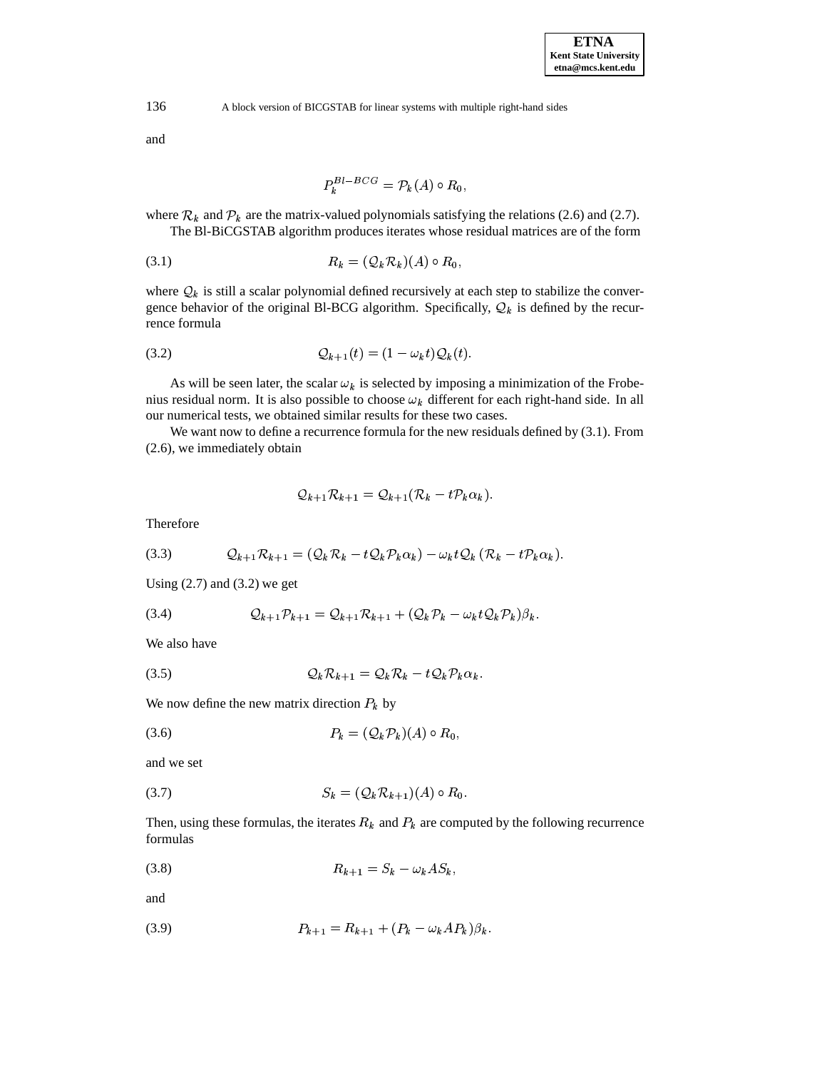and

$$P_k^{Bl-BCG} = \mathcal{P}_k(A) \circ R_0,$$

where $\mathcal{R}_k$ and $\mathcal{P}_k$ are the matrix-valued polynomials satisfying the relations (2.6) and (2.7).

The Bl-BiCGSTAB algorithm produces iterates whose residual matrices are of the form

$$R_k = (\mathcal{Q}_k \mathcal{R}_k)(A) \circ R_0, \tag{3.1}$$

where $\mathcal{Q}_k$ is still a scalar polynomial defined recursively at each step to stabilize the convergence behavior of the original Bl-BCG algorithm. Specifically, $\mathcal{Q}_k$ is defined by the recurrence formula

$$\mathcal{Q}_{k+1}(t) = (1 - \omega_k t)\mathcal{Q}_k(t). \tag{3.2}$$

As will be seen later, the scalar $\omega_k$ is selected by imposing a minimization of the Frobenius residual norm. It is also possible to choose $\omega_k$ different for each right-hand side. In all our numerical tests, we obtained similar results for these two cases.

We want now to define a recurrence formula for the new residuals defined by (3.1). From (2.6), we immediately obtain

$$\mathcal{Q}_{k+1}\mathcal{R}_{k+1} = \mathcal{Q}_{k+1}(\mathcal{R}_k - t\mathcal{P}_k\alpha_k).$$

Therefore

$$\mathcal{Q}_{k+1}\mathcal{R}_{k+1} = (\mathcal{Q}_k\mathcal{R}_k - t\mathcal{Q}_k\mathcal{P}_k\alpha_k) - \omega_k t\mathcal{Q}_k\,(\mathcal{R}_k - t\mathcal{P}_k\alpha_k). \tag{3.3}$$

Using (2.7) and (3.2) we get

$$\mathcal{Q}_{k+1}\mathcal{P}_{k+1} = \mathcal{Q}_{k+1}\mathcal{R}_{k+1} + (\mathcal{Q}_k\mathcal{P}_k - \omega_k t\mathcal{Q}_k\mathcal{P}_k)\beta_k. \tag{3.4}$$

We also have

$$\mathcal{Q}_k\mathcal{R}_{k+1} = \mathcal{Q}_k\mathcal{R}_k - t\mathcal{Q}_k\mathcal{P}_k\alpha_k. \tag{3.5}$$

We now define the new matrix direction $P_k$ by

$$P_k = (\mathcal{Q}_k\mathcal{P}_k)(A) \circ R_0, \tag{3.6}$$

and we set

$$S_k = (\mathcal{Q}_k\mathcal{R}_{k+1})(A) \circ R_0. \tag{3.7}$$

Then, using these formulas, the iterates $R_k$ and $P_k$ are computed by the following recurrence formulas

$$R_{k+1} = S_k - \omega_k A S_k, \tag{3.8}$$

and

$$P_{k+1} = R_{k+1} + (P_k - \omega_k A P_k)\beta_k. \tag{3.9}$$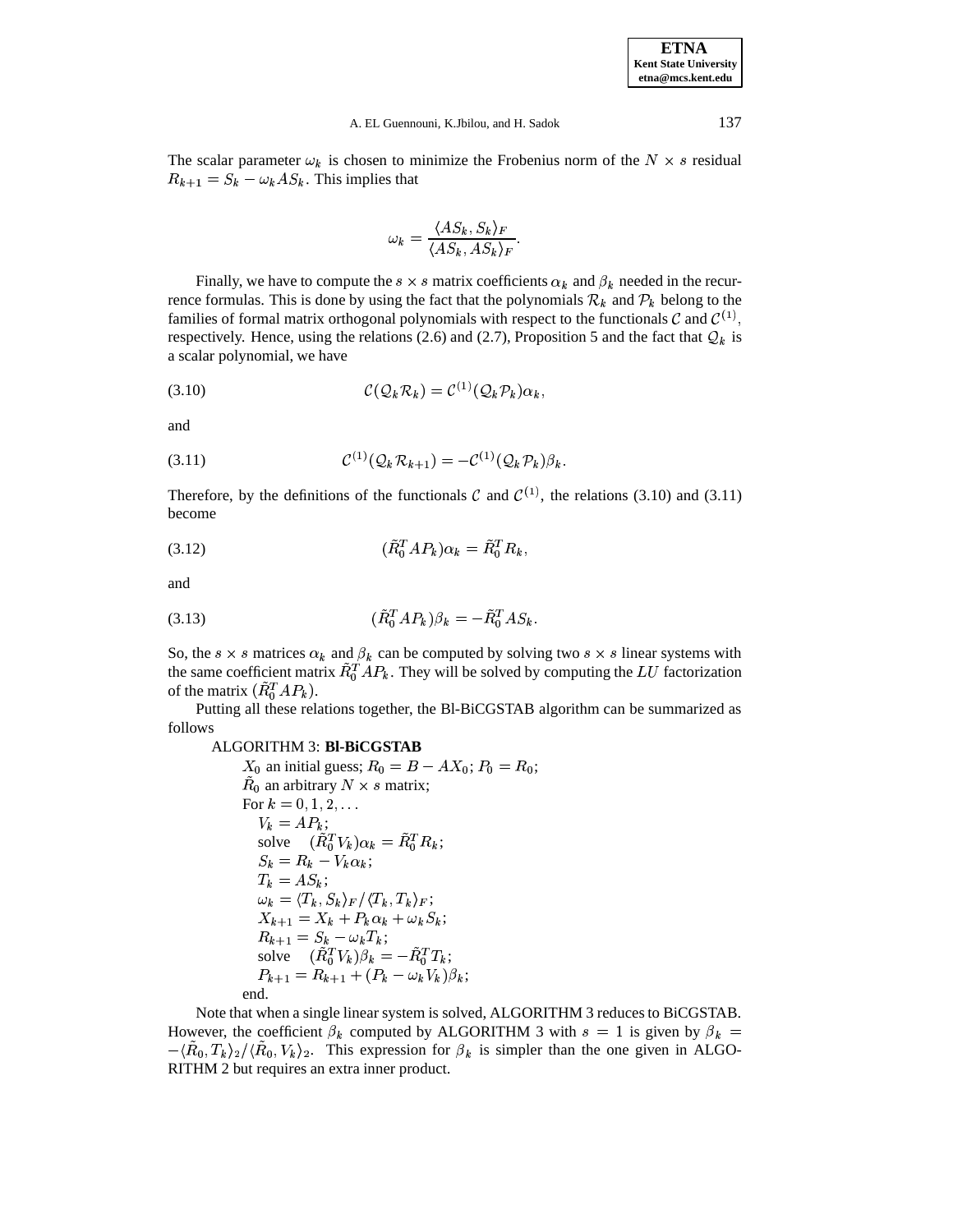The scalar parameter $\omega_k$ is chosen to minimize the Frobenius norm of the $N \times s$ residual $R_{k+1} = S_k - \omega_k AS_k$. This implies that

$$\omega_k = \frac{\langle AS_k, S_k \rangle_F}{\langle AS_k, AS_k \rangle_F}.$$

Finally, we have to compute the $s \times s$ matrix coefficients $\alpha_k$ and $\beta_k$ needed in the recurrence formulas. This is done by using the fact that the polynomials $\mathcal{R}_k$ and $\mathcal{P}_k$ belong to the families of formal matrix orthogonal polynomials with respect to the functionals $\mathcal{C}$ and $\mathcal{C}^{(1)}$, respectively. Hence, using the relations (2.6) and (2.7), Proposition 5 and the fact that $\mathcal{Q}_k$ is a scalar polynomial, we have

$$\mathcal{C}(\mathcal{Q}_k \mathcal{R}_k) = \mathcal{C}^{(1)}(\mathcal{Q}_k \mathcal{P}_k)\alpha_k, \tag{3.10}$$

and

$$\mathcal{C}^{(1)}(\mathcal{Q}_k \mathcal{R}_{k+1}) = -\mathcal{C}^{(1)}(\mathcal{Q}_k \mathcal{P}_k)\beta_k. \tag{3.11}$$

Therefore, by the definitions of the functionals $\mathcal{C}$ and $\mathcal{C}^{(1)}$, the relations (3.10) and (3.11) become

$$(\tilde{R}_0^T AP_k)\alpha_k = \tilde{R}_0^T R_k, \tag{3.12}$$

and

$$(\tilde{R}_0^T AP_k)\beta_k = -\tilde{R}_0^T AS_k. \tag{3.13}$$

So, the $s \times s$ matrices $\alpha_k$ and $\beta_k$ can be computed by solving two $s \times s$ linear systems with the same coefficient matrix $\tilde{R}_0^T AP_k$. They will be solved by computing the $LU$ factorization of the matrix $(\tilde{R}_0^T AP_k)$.

Putting all these relations together, the Bl-BiCGSTAB algorithm can be summarized as follows

ALGORITHM 3: **Bl-BiCGSTAB**

- $X_0$ an initial guess; $R_0 = B - AX_0$; $P_0 = R_0$;
- $\tilde{R}_0$ an arbitrary $N \times s$ matrix;
- For $k = 0, 1, 2, \ldots$
  - $V_k = AP_k$;
  - solve $\quad (\tilde{R}_0^T V_k)\alpha_k = \tilde{R}_0^T R_k$;
  - $S_k = R_k - V_k \alpha_k$;
  - $T_k = AS_k$;
  - $\omega_k = \langle T_k, S_k \rangle_F / \langle T_k, T_k \rangle_F$;
  - $X_{k+1} = X_k + P_k \alpha_k + \omega_k S_k$;
  - $R_{k+1} = S_k - \omega_k T_k$;
  - solve $\quad (\tilde{R}_0^T V_k)\beta_k = -\tilde{R}_0^T T_k$;
  - $P_{k+1} = R_{k+1} + (P_k - \omega_k V_k)\beta_k$;
- end.

Note that when a single linear system is solved, ALGORITHM 3 reduces to BiCGSTAB. However, the coefficient $\beta_k$ computed by ALGORITHM 3 with $s = 1$ is given by $\beta_k = -\langle \tilde{R}_0, T_k \rangle_2 / \langle \tilde{R}_0, V_k \rangle_2$. This expression for $\beta_k$ is simpler than the one given in ALGORITHM 2 but requires an extra inner product.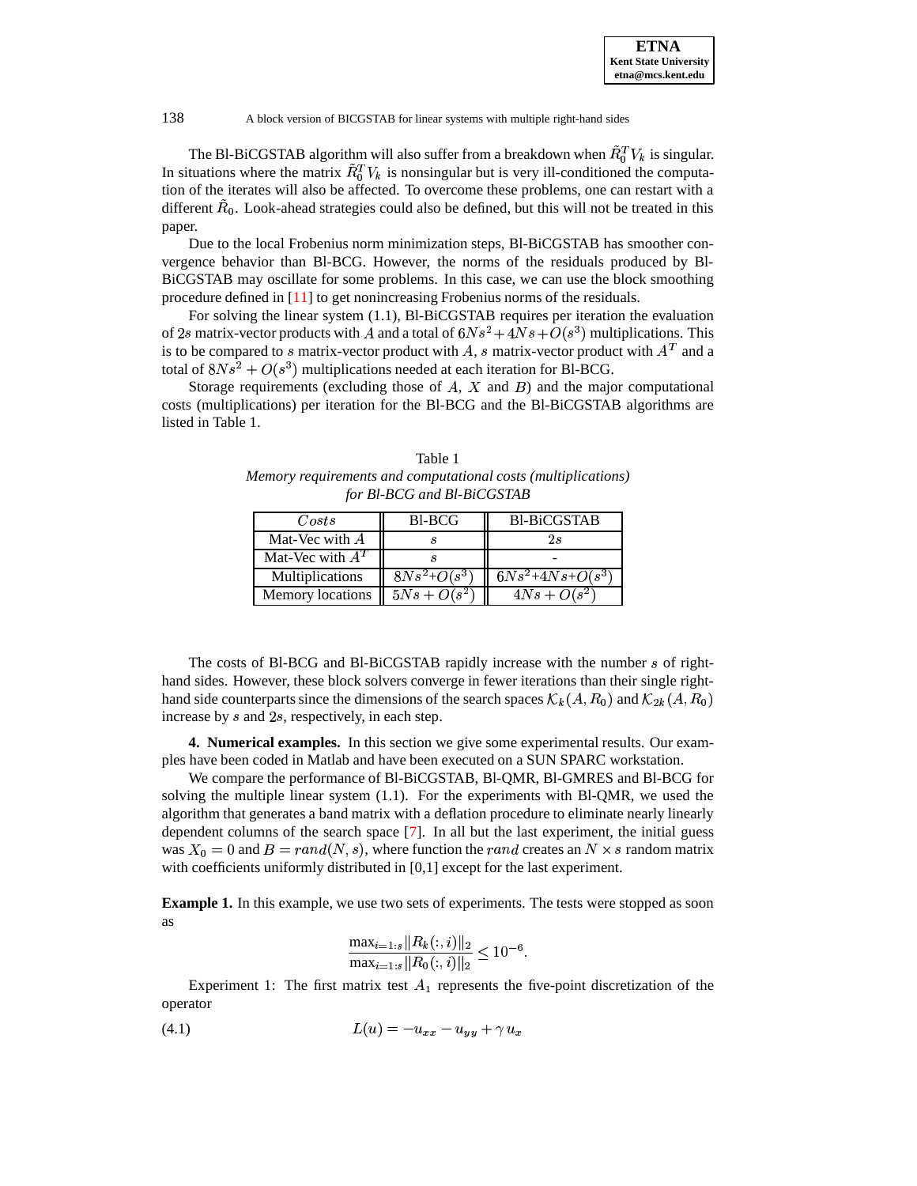The Bl-BiCGSTAB algorithm will also suffer from a breakdown when $\tilde{R}_0^T V_k$ is singular. In situations where the matrix $\tilde{R}_0^T V_k$ is nonsingular but is very ill-conditioned the computation of the iterates will also be affected. To overcome these problems, one can restart with a different $\tilde{R}_0$. Look-ahead strategies could also be defined, but this will not be treated in this paper.

Due to the local Frobenius norm minimization steps, Bl-BiCGSTAB has smoother convergence behavior than Bl-BCG. However, the norms of the residuals produced by Bl-BiCGSTAB may oscillate for some problems. In this case, we can use the block smoothing procedure defined in [11] to get nonincreasing Frobenius norms of the residuals.

For solving the linear system (1.1), Bl-BiCGSTAB requires per iteration the evaluation of $2s$ matrix-vector products with $A$ and a total of $6Ns^2 + 4Ns + O(s^3)$ multiplications. This is to be compared to $s$ matrix-vector product with $A$, $s$ matrix-vector product with $A^T$ and a total of $8Ns^2 + O(s^3)$ multiplications needed at each iteration for Bl-BCG.

Storage requirements (excluding those of $A$, $X$ and $B$) and the major computational costs (multiplications) per iteration for the Bl-BCG and the Bl-BiCGSTAB algorithms are listed in Table 1.

Table 1
*Memory requirements and computational costs (multiplications) for Bl-BCG and Bl-BiCGSTAB*

| $Costs$ | Bl-BCG | Bl-BiCGSTAB |
|---|---|---|
| Mat-Vec with $A$ | $s$ | $2s$ |
| Mat-Vec with $A^T$ | $s$ | - |
| Multiplications | $8Ns^2$+$O(s^3)$ | $6Ns^2$+$4Ns$+$O(s^3)$ |
| Memory locations | $5Ns + O(s^2)$ | $4Ns + O(s^2)$ |

The costs of Bl-BCG and Bl-BiCGSTAB rapidly increase with the number $s$ of right-hand sides. However, these block solvers converge in fewer iterations than their single right-hand side counterparts since the dimensions of the search spaces $\mathcal{K}_k(A, R_0)$ and $\mathcal{K}_{2k}(A, R_0)$ increase by $s$ and $2s$, respectively, in each step.

**4. Numerical examples.** In this section we give some experimental results. Our examples have been coded in Matlab and have been executed on a SUN SPARC workstation.

We compare the performance of Bl-BiCGSTAB, Bl-QMR, Bl-GMRES and Bl-BCG for solving the multiple linear system (1.1). For the experiments with Bl-QMR, we used the algorithm that generates a band matrix with a deflation procedure to eliminate nearly linearly dependent columns of the search space [7]. In all but the last experiment, the initial guess was $X_0 = 0$ and $B = rand(N, s)$, where function the $rand$ creates an $N \times s$ random matrix with coefficients uniformly distributed in [0,1] except for the last experiment.

**Example 1.** In this example, we use two sets of experiments. The tests were stopped as soon as

$$\frac{\max_{i=1:s} \|R_k(:, i)\|_2}{\max_{i=1:s} \|R_0(:, i)\|_2} \leq 10^{-6}.$$

Experiment 1: The first matrix test $A_1$ represents the five-point discretization of the operator

$$L(u) = -u_{xx} - u_{yy} + \gamma\, u_x \tag{4.1}$$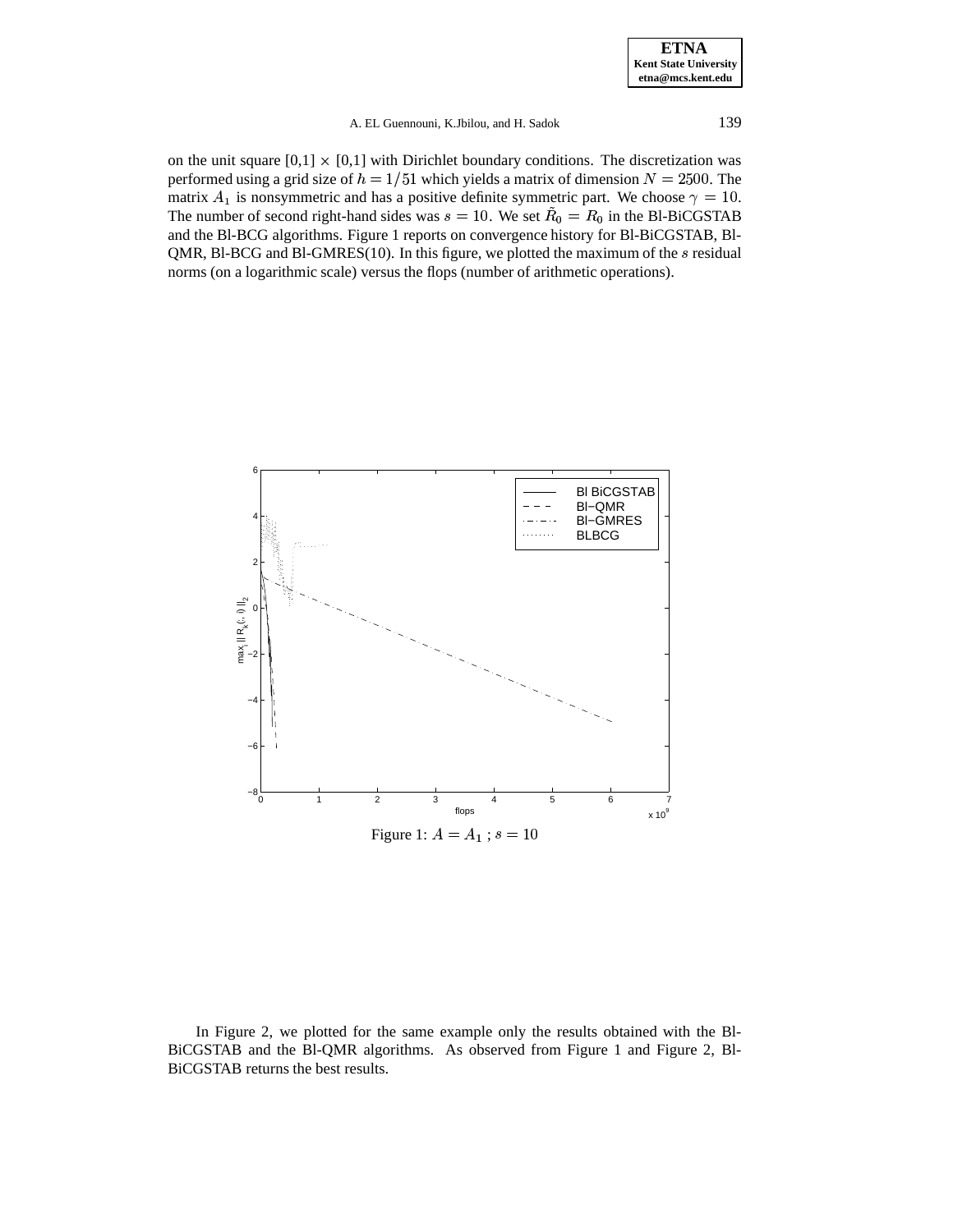on the unit square [0,1] × [0,1] with Dirichlet boundary conditions. The discretization was performed using a grid size of $h = 1/51$ which yields a matrix of dimension $N = 2500$. The matrix $A_1$ is nonsymmetric and has a positive definite symmetric part. We choose $\gamma = 10$. The number of second right-hand sides was $s = 10$. We set $\tilde{R}_0 = R_0$ in the Bl-BiCGSTAB and the Bl-BCG algorithms. Figure 1 reports on convergence history for Bl-BiCGSTAB, Bl-QMR, Bl-BCG and Bl-GMRES(10). In this figure, we plotted the maximum of the $s$ residual norms (on a logarithmic scale) versus the flops (number of arithmetic operations).

Figure 1: $A = A_1$ ; $s = 10$

In Figure 2, we plotted for the same example only the results obtained with the Bl-BiCGSTAB and the Bl-QMR algorithms. As observed from Figure 1 and Figure 2, Bl-BiCGSTAB returns the best results.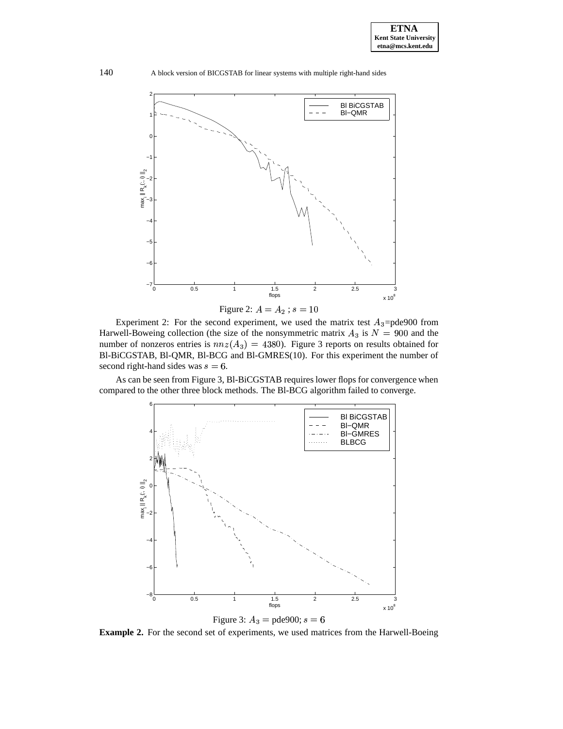Figure 2: $A = A_2$ ; $s = 10$

Experiment 2: For the second experiment, we used the matrix test $A_3$=pde900 from Harwell-Boweing collection (the size of the nonsymmetric matrix $A_3$ is $N = 900$ and the number of nonzeros entries is $nnz(A_3) = 4380$). Figure 3 reports on results obtained for Bl-BiCGSTAB, Bl-QMR, Bl-BCG and Bl-GMRES(10). For this experiment the number of second right-hand sides was $s = 6$.

As can be seen from Figure 3, Bl-BiCGSTAB requires lower flops for convergence when compared to the other three block methods. The Bl-BCG algorithm failed to converge.

Figure 3: $A_3 =$ pde900; $s = 6$

**Example 2.** For the second set of experiments, we used matrices from the Harwell-Boeing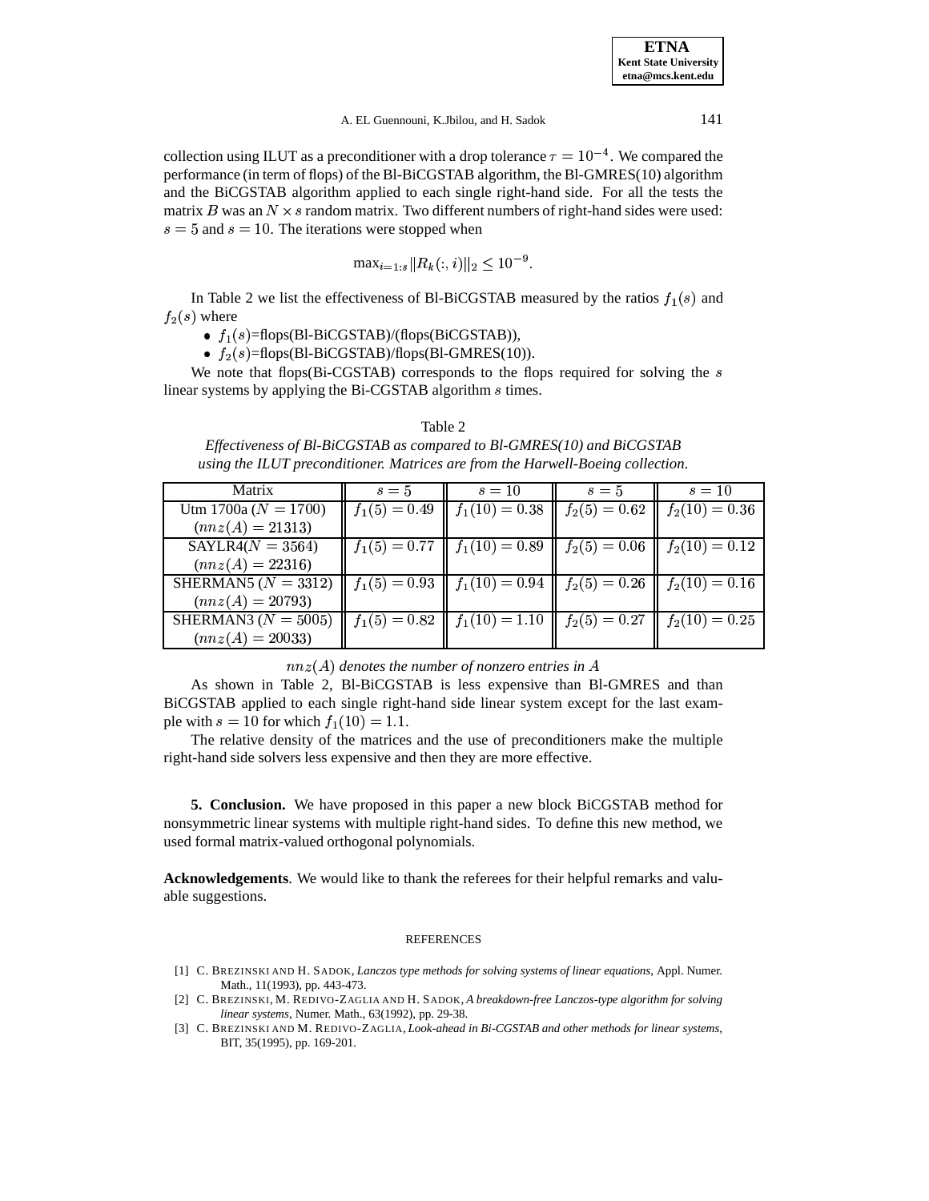collection using ILUT as a preconditioner with a drop tolerance $\tau = 10^{-4}$. We compared the performance (in term of flops) of the Bl-BiCGSTAB algorithm, the Bl-GMRES(10) algorithm and the BiCGSTAB algorithm applied to each single right-hand side. For all the tests the matrix $B$ was an $N \times s$ random matrix. Two different numbers of right-hand sides were used: $s = 5$ and $s = 10$. The iterations were stopped when

$$\max_{i=1:s} \|R_k(:, i)\|_2 \leq 10^{-9}.$$

In Table 2 we list the effectiveness of Bl-BiCGSTAB measured by the ratios $f_1(s)$ and $f_2(s)$ where

- $f_1(s)$=flops(Bl-BiCGSTAB)/(flops(BiCGSTAB)),
- $f_2(s)$=flops(Bl-BiCGSTAB)/flops(Bl-GMRES(10)).

We note that flops(Bi-CGSTAB) corresponds to the flops required for solving the $s$ linear systems by applying the Bi-CGSTAB algorithm $s$ times.

Table 2

*Effectiveness of Bl-BiCGSTAB as compared to Bl-GMRES(10) and BiCGSTAB using the ILUT preconditioner. Matrices are from the Harwell-Boeing collection.*

| Matrix | $s = 5$ | $s = 10$ | $s = 5$ | $s = 10$ |
|---|---|---|---|---|
| Utm 1700a ($N = 1700$) ($nnz(A) = 21313$) | $f_1(5) = 0.49$ | $f_1(10) = 0.38$ | $f_2(5) = 0.62$ | $f_2(10) = 0.36$ |
| SAYLR4($N = 3564$) ($nnz(A) = 22316$) | $f_1(5) = 0.77$ | $f_1(10) = 0.89$ | $f_2(5) = 0.06$ | $f_2(10) = 0.12$ |
| SHERMAN5 ($N = 3312$) ($nnz(A) = 20793$) | $f_1(5) = 0.93$ | $f_1(10) = 0.94$ | $f_2(5) = 0.26$ | $f_2(10) = 0.16$ |
| SHERMAN3 ($N = 5005$) ($nnz(A) = 20033$) | $f_1(5) = 0.82$ | $f_1(10) = 1.10$ | $f_2(5) = 0.27$ | $f_2(10) = 0.25$ |

*$nnz(A)$ denotes the number of nonzero entries in $A$*

As shown in Table 2, Bl-BiCGSTAB is less expensive than Bl-GMRES and than BiCGSTAB applied to each single right-hand side linear system except for the last example with $s = 10$ for which $f_1(10) = 1.1$.

The relative density of the matrices and the use of preconditioners make the multiple right-hand side solvers less expensive and then they are more effective.

**5. Conclusion.** We have proposed in this paper a new block BiCGSTAB method for nonsymmetric linear systems with multiple right-hand sides. To define this new method, we used formal matrix-valued orthogonal polynomials.

**Acknowledgements**. We would like to thank the referees for their helpful remarks and valuable suggestions.

REFERENCES

[1] C. Brezinski and H. Sadok, *Lanczos type methods for solving systems of linear equations*, Appl. Numer. Math., 11(1993), pp. 443-473.

[2] C. Brezinski, M. Redivo-Zaglia and H. Sadok, *A breakdown-free Lanczos-type algorithm for solving linear systems*, Numer. Math., 63(1992), pp. 29-38.

[3] C. Brezinski and M. Redivo-Zaglia, *Look-ahead in Bi-CGSTAB and other methods for linear systems*, BIT, 35(1995), pp. 169-201.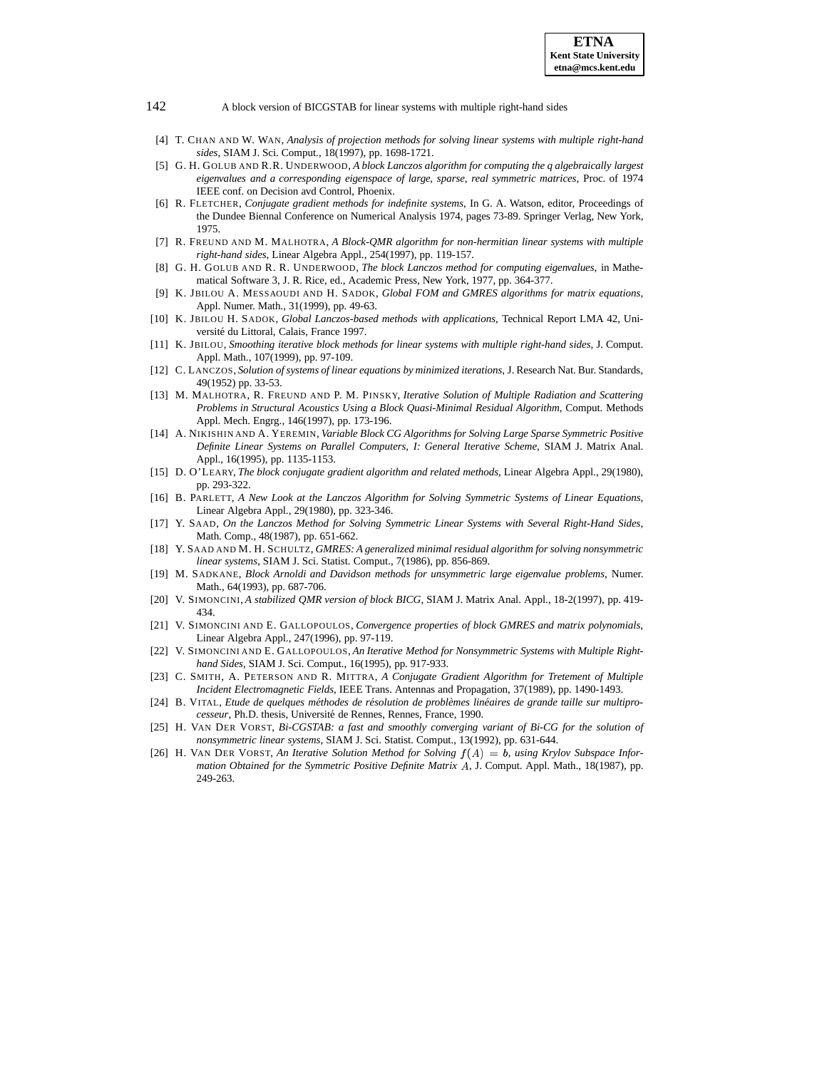[4] T. Chan and W. Wan, *Analysis of projection methods for solving linear systems with multiple right-hand sides*, SIAM J. Sci. Comput., 18(1997), pp. 1698-1721.

[5] G. H. Golub and R.R. Underwood, *A block Lanczos algorithm for computing the q algebraically largest eigenvalues and a corresponding eigenspace of large, sparse, real symmetric matrices*, Proc. of 1974 IEEE conf. on Decision avd Control, Phoenix.

[6] R. Fletcher, *Conjugate gradient methods for indefinite systems*, In G. A. Watson, editor, Proceedings of the Dundee Biennal Conference on Numerical Analysis 1974, pages 73-89. Springer Verlag, New York, 1975.

[7] R. Freund and M. Malhotra, *A Block-QMR algorithm for non-hermitian linear systems with multiple right-hand sides*, Linear Algebra Appl., 254(1997), pp. 119-157.

[8] G. H. Golub and R. R. Underwood, *The block Lanczos method for computing eigenvalues*, in Mathematical Software 3, J. R. Rice, ed., Academic Press, New York, 1977, pp. 364-377.

[9] K. Jbilou A. Messaoudi and H. Sadok, *Global FOM and GMRES algorithms for matrix equations*, Appl. Numer. Math., 31(1999), pp. 49-63.

[10] K. Jbilou H. Sadok, *Global Lanczos-based methods with applications*, Technical Report LMA 42, Université du Littoral, Calais, France 1997.

[11] K. Jbilou, *Smoothing iterative block methods for linear systems with multiple right-hand sides*, J. Comput. Appl. Math., 107(1999), pp. 97-109.

[12] C. Lanczos, *Solution of systems of linear equations by minimized iterations*, J. Research Nat. Bur. Standards, 49(1952) pp. 33-53.

[13] M. Malhotra, R. Freund and P. M. Pinsky, *Iterative Solution of Multiple Radiation and Scattering Problems in Structural Acoustics Using a Block Quasi-Minimal Residual Algorithm*, Comput. Methods Appl. Mech. Engrg., 146(1997), pp. 173-196.

[14] A. Nikishin and A. Yeremin, *Variable Block CG Algorithms for Solving Large Sparse Symmetric Positive Definite Linear Systems on Parallel Computers, I: General Iterative Scheme*, SIAM J. Matrix Anal. Appl., 16(1995), pp. 1135-1153.

[15] D. O'Leary, *The block conjugate gradient algorithm and related methods*, Linear Algebra Appl., 29(1980), pp. 293-322.

[16] B. Parlett, *A New Look at the Lanczos Algorithm for Solving Symmetric Systems of Linear Equations*, Linear Algebra Appl., 29(1980), pp. 323-346.

[17] Y. Saad, *On the Lanczos Method for Solving Symmetric Linear Systems with Several Right-Hand Sides*, Math. Comp., 48(1987), pp. 651-662.

[18] Y. Saad and M. H. Schultz, *GMRES: A generalized minimal residual algorithm for solving nonsymmetric linear systems*, SIAM J. Sci. Statist. Comput., 7(1986), pp. 856-869.

[19] M. Sadkane, *Block Arnoldi and Davidson methods for unsymmetric large eigenvalue problems*, Numer. Math., 64(1993), pp. 687-706.

[20] V. Simoncini, *A stabilized QMR version of block BICG*, SIAM J. Matrix Anal. Appl., 18-2(1997), pp. 419-434.

[21] V. Simoncini and E. Gallopoulos, *Convergence properties of block GMRES and matrix polynomials*, Linear Algebra Appl., 247(1996), pp. 97-119.

[22] V. Simoncini and E. Gallopoulos, *An Iterative Method for Nonsymmetric Systems with Multiple Right-hand Sides*, SIAM J. Sci. Comput., 16(1995), pp. 917-933.

[23] C. Smith, A. Peterson and R. Mittra, *A Conjugate Gradient Algorithm for Tretement of Multiple Incident Electromagnetic Fields*, IEEE Trans. Antennas and Propagation, 37(1989), pp. 1490-1493.

[24] B. Vital, *Etude de quelques méthodes de résolution de problèmes linéaires de grande taille sur multiprocesseur*, Ph.D. thesis, Université de Rennes, Rennes, France, 1990.

[25] H. Van Der Vorst, *Bi-CGSTAB: a fast and smoothly converging variant of Bi-CG for the solution of nonsymmetric linear systems*, SIAM J. Sci. Statist. Comput., 13(1992), pp. 631-644.

[26] H. Van Der Vorst, *An Iterative Solution Method for Solving $f(A) = b$, using Krylov Subspace Information Obtained for the Symmetric Positive Definite Matrix $A$*, J. Comput. Appl. Math., 18(1987), pp. 249-263.